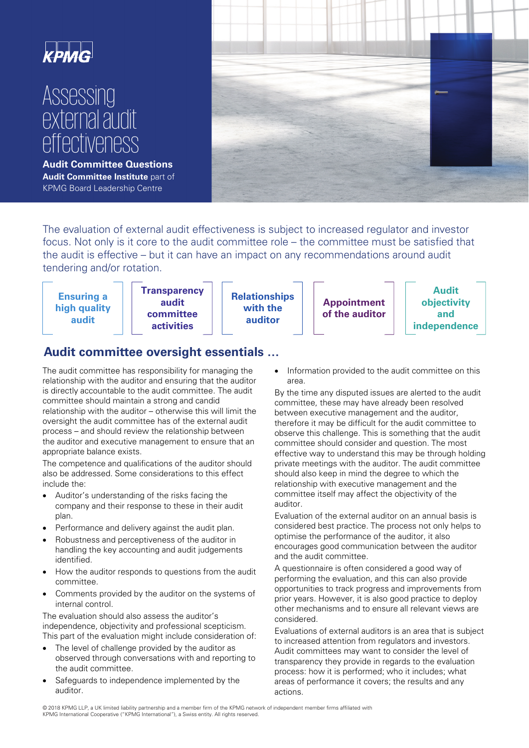KPMG

# Assessing external audit effectiveness

**Audit Committee Questions**

**Audit Committee Institute** part of KPMG Board Leadership Centre

The evaluation of external audit effectiveness is subject to increased regulator and investor focus. Not only is it core to the audit committee role – the committee must be satisfied that the audit is effective – but it can have an impact on any recommendations around audit tendering and/or rotation.

**Ensuring a high quality audit** | **Transparency audit committee activities** | **Relationships with the auditor** | **Appointment of the auditor** | **Audit objectivity and independence**

## Audit committee oversight essentials …

The audit committee has responsibility for managing the relationship with the auditor and ensuring that the auditor is directly accountable to the audit committee. The audit committee should maintain a strong and candid relationship with the auditor – otherwise this will limit the oversight the audit committee has of the external audit process – and should review the relationship between the auditor and executive management to ensure that an appropriate balance exists.

The competence and qualifications of the auditor should also be addressed. Some considerations to this effect include the:

- Auditor's understanding of the risks facing the company and their response to these in their audit plan.
- Performance and delivery against the audit plan.
- Robustness and perceptiveness of the auditor in handling the key accounting and audit judgements identified.
- How the auditor responds to questions from the audit committee.
- Comments provided by the auditor on the systems of internal control.

The evaluation should also assess the auditor's independence, objectivity and professional scepticism. This part of the evaluation might include consideration of:

- The level of challenge provided by the auditor as observed through conversations with and reporting to the audit committee.
- Safeguards to independence implemented by the auditor.
- Information provided to the audit committee on this area.

By the time any disputed issues are alerted to the audit committee, these may have already been resolved between executive management and the auditor, therefore it may be difficult for the audit committee to observe this challenge. This is something that the audit committee should consider and question. The most effective way to understand this may be through holding private meetings with the auditor. The audit committee should also keep in mind the degree to which the relationship with executive management and the committee itself may affect the objectivity of the auditor.

Evaluation of the external auditor on an annual basis is considered best practice. The process not only helps to optimise the performance of the auditor, it also encourages good communication between the auditor and the audit committee.

A questionnaire is often considered a good way of performing the evaluation, and this can also provide opportunities to track progress and improvements from prior years. However, it is also good practice to deploy other mechanisms and to ensure all relevant views are considered.

Evaluations of external auditors is an area that is subject to increased attention from regulators and investors. Audit committees may want to consider the level of transparency they provide in regards to the evaluation process: how it is performed; who it includes; what areas of performance it covers; the results and any actions.

© 2018 KPMG LLP, a UK limited liability partnership and a member firm of the KPMG network of independent member firms affiliated with KPMG International Cooperative ("KPMG International"), a Swiss entity. All rights reserved.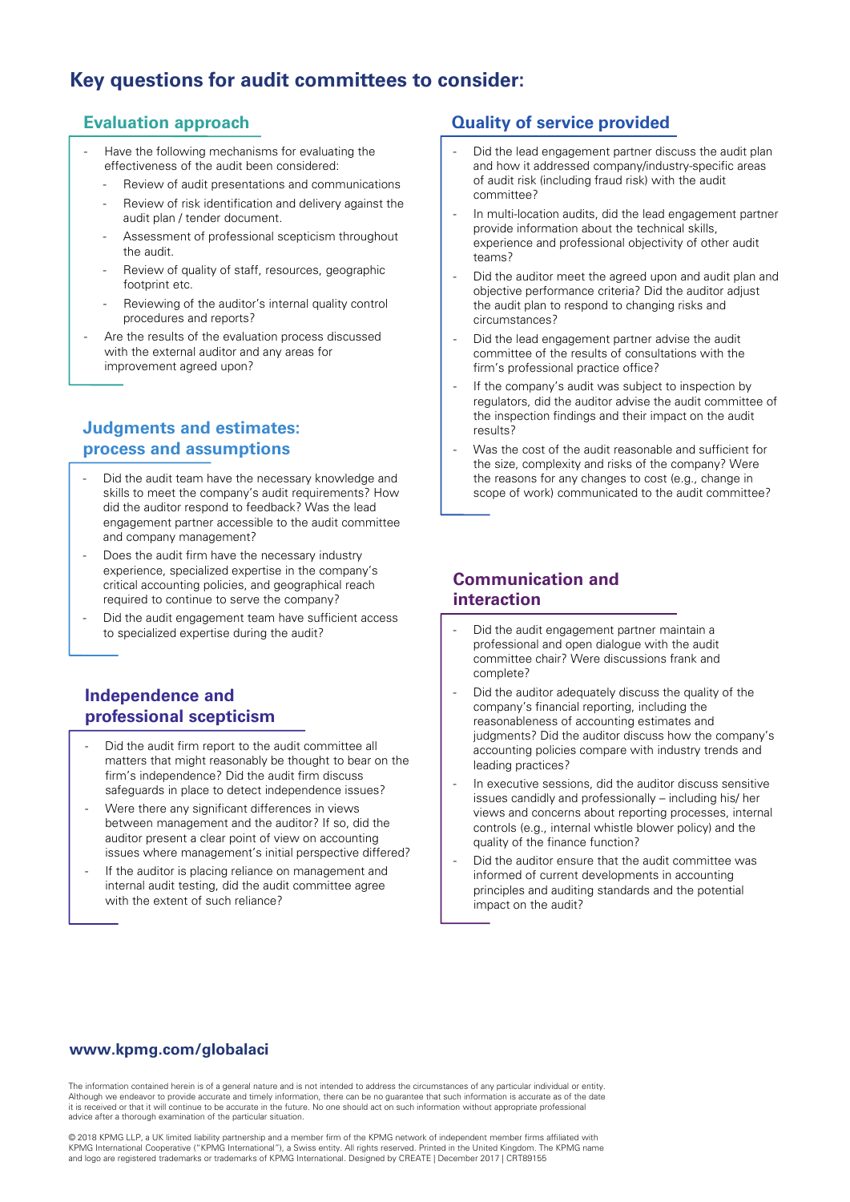# Key questions for audit committees to consider:

## Evaluation approach

- Have the following mechanisms for evaluating the effectiveness of the audit been considered:
  - Review of audit presentations and communications
  - Review of risk identification and delivery against the audit plan / tender document.
  - Assessment of professional scepticism throughout the audit.
  - Review of quality of staff, resources, geographic footprint etc.
  - Reviewing of the auditor's internal quality control procedures and reports?
- Are the results of the evaluation process discussed with the external auditor and any areas for improvement agreed upon?

## Judgments and estimates: process and assumptions

- Did the audit team have the necessary knowledge and skills to meet the company's audit requirements? How did the auditor respond to feedback? Was the lead engagement partner accessible to the audit committee and company management?
- Does the audit firm have the necessary industry experience, specialized expertise in the company's critical accounting policies, and geographical reach required to continue to serve the company?
- Did the audit engagement team have sufficient access to specialized expertise during the audit?

## Independence and professional scepticism

- Did the audit firm report to the audit committee all matters that might reasonably be thought to bear on the firm's independence? Did the audit firm discuss safeguards in place to detect independence issues?
- Were there any significant differences in views between management and the auditor? If so, did the auditor present a clear point of view on accounting issues where management's initial perspective differed?
- If the auditor is placing reliance on management and internal audit testing, did the audit committee agree with the extent of such reliance?

## Quality of service provided

- Did the lead engagement partner discuss the audit plan and how it addressed company/industry-specific areas of audit risk (including fraud risk) with the audit committee?
- In multi-location audits, did the lead engagement partner provide information about the technical skills, experience and professional objectivity of other audit teams?
- Did the auditor meet the agreed upon and audit plan and objective performance criteria? Did the auditor adjust the audit plan to respond to changing risks and circumstances?
- Did the lead engagement partner advise the audit committee of the results of consultations with the firm's professional practice office?
- If the company's audit was subject to inspection by regulators, did the auditor advise the audit committee of the inspection findings and their impact on the audit results?
- Was the cost of the audit reasonable and sufficient for the size, complexity and risks of the company? Were the reasons for any changes to cost (e.g., change in scope of work) communicated to the audit committee?

## Communication and interaction

- Did the audit engagement partner maintain a professional and open dialogue with the audit committee chair? Were discussions frank and complete?
- Did the auditor adequately discuss the quality of the company's financial reporting, including the reasonableness of accounting estimates and judgments? Did the auditor discuss how the company's accounting policies compare with industry trends and leading practices?
- In executive sessions, did the auditor discuss sensitive issues candidly and professionally – including his/ her views and concerns about reporting processes, internal controls (e.g., internal whistle blower policy) and the quality of the finance function?
- Did the auditor ensure that the audit committee was informed of current developments in accounting principles and auditing standards and the potential impact on the audit?

**www.kpmg.com/globalaci**

The information contained herein is of a general nature and is not intended to address the circumstances of any particular individual or entity. Although we endeavor to provide accurate and timely information, there can be no guarantee that such information is accurate as of the date it is received or that it will continue to be accurate in the future. No one should act on such information without appropriate professional advice after a thorough examination of the particular situation.

© 2018 KPMG LLP, a UK limited liability partnership and a member firm of the KPMG network of independent member firms affiliated with KPMG International Cooperative ("KPMG International"), a Swiss entity. All rights reserved. Printed in the United Kingdom. The KPMG name and logo are registered trademarks or trademarks of KPMG International. Designed by CREATE | December 2017 | CRT89155